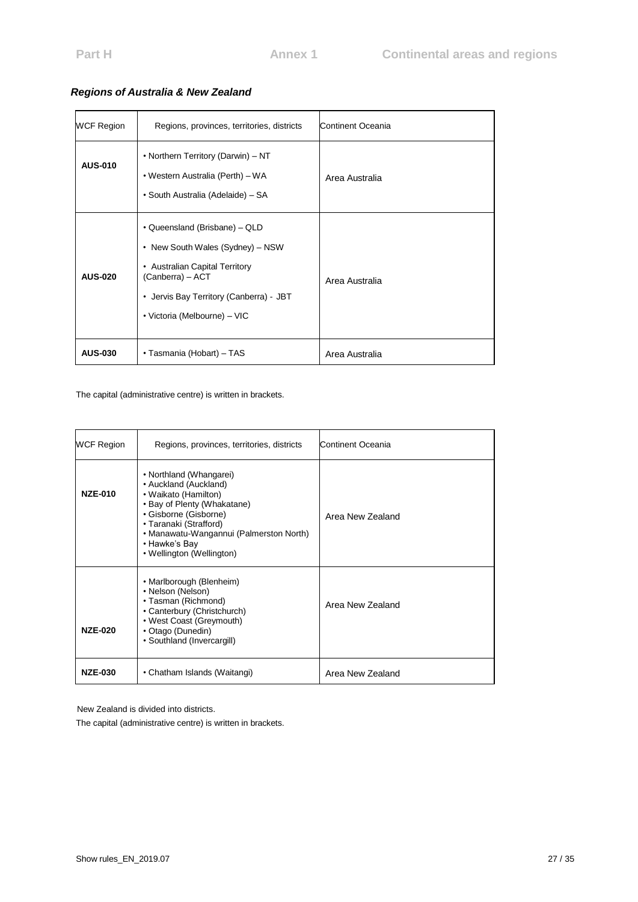### *Regions of Australia & New Zealand*

| WCF Region | Regions, provinces, territories, districts | Continent Oceania |
|---|---|---|
| **AUS-010** | • Northern Territory (Darwin) – NT<br>• Western Australia (Perth) – WA<br>• South Australia (Adelaide) – SA | Area Australia |
| **AUS-020** | • Queensland (Brisbane) – QLD<br>• New South Wales (Sydney) – NSW<br>• Australian Capital Territory (Canberra) – ACT<br>• Jervis Bay Territory (Canberra) - JBT<br>• Victoria (Melbourne) – VIC | Area Australia |
| **AUS-030** | • Tasmania (Hobart) – TAS | Area Australia |

The capital (administrative centre) is written in brackets.

| WCF Region | Regions, provinces, territories, districts | Continent Oceania |
|---|---|---|
| **NZE-010** | • Northland (Whangarei)<br>• Auckland (Auckland)<br>• Waikato (Hamilton)<br>• Bay of Plenty (Whakatane)<br>• Gisborne (Gisborne)<br>• Taranaki (Strafford)<br>• Manawatu-Wangannui (Palmerston North)<br>• Hawke's Bay<br>• Wellington (Wellington) | Area New Zealand |
| **NZE-020** | • Marlborough (Blenheim)<br>• Nelson (Nelson)<br>• Tasman (Richmond)<br>• Canterbury (Christchurch)<br>• West Coast (Greymouth)<br>• Otago (Dunedin)<br>• Southland (Invercargill) | Area New Zealand |
| **NZE-030** | • Chatham Islands (Waitangi) | Area New Zealand |

New Zealand is divided into districts.

The capital (administrative centre) is written in brackets.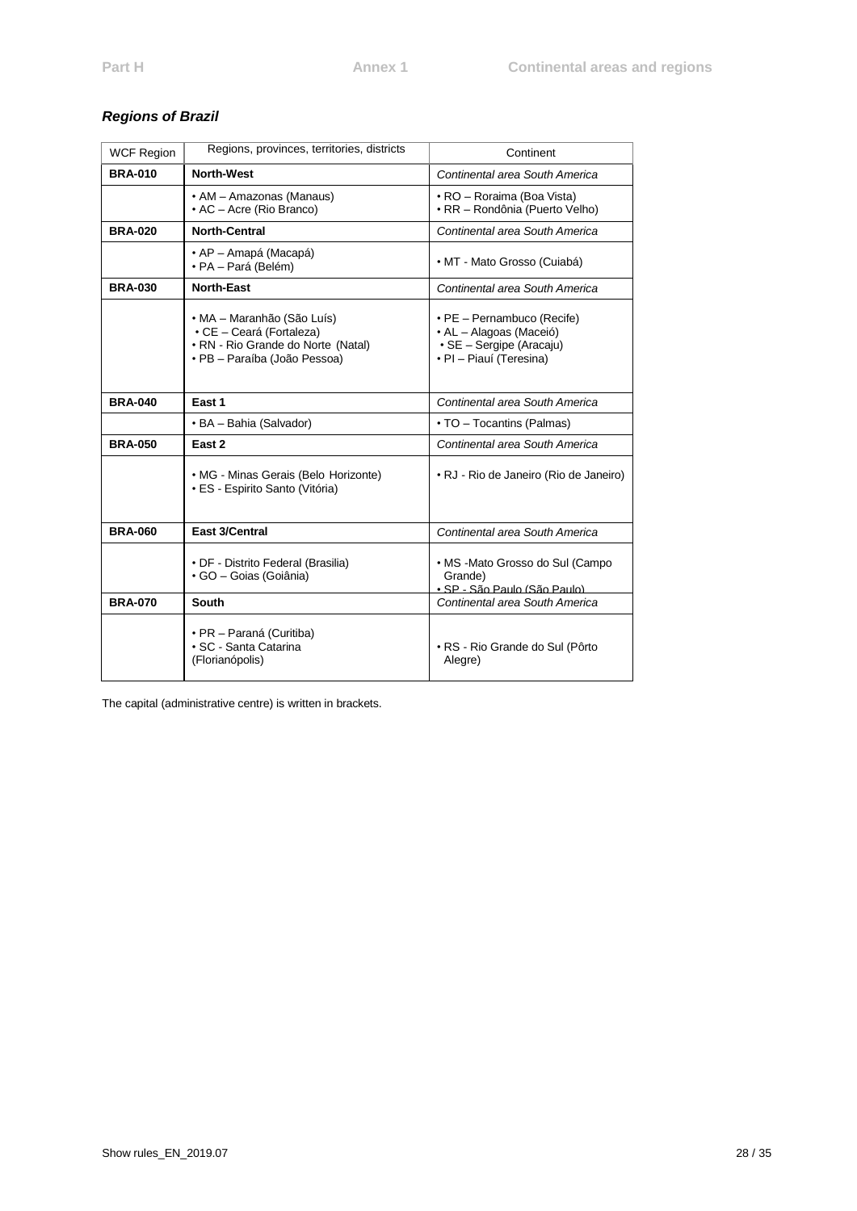### *Regions of Brazil*

| WCF Region | Regions, provinces, territories, districts | Continent |
|---|---|---|
| **BRA-010** | **North-West** | *Continental area South America* |
| | • AM – Amazonas (Manaus)<br>• AC – Acre (Rio Branco) | • RO – Roraima (Boa Vista)<br>• RR – Rondônia (Puerto Velho) |
| **BRA-020** | **North-Central** | *Continental area South America* |
| | • AP – Amapá (Macapá)<br>• PA – Pará (Belém) | • MT - Mato Grosso (Cuiabá) |
| **BRA-030** | **North-East** | *Continental area South America* |
| | • MA – Maranhão (São Luís)<br>• CE – Ceará (Fortaleza)<br>• RN - Rio Grande do Norte (Natal)<br>• PB – Paraíba (João Pessoa) | • PE – Pernambuco (Recife)<br>• AL – Alagoas (Maceió)<br>• SE – Sergipe (Aracaju)<br>• PI – Piauí (Teresina) |
| **BRA-040** | **East 1** | *Continental area South America* |
| | • BA – Bahia (Salvador) | • TO – Tocantins (Palmas) |
| **BRA-050** | **East 2** | *Continental area South America* |
| | • MG - Minas Gerais (Belo Horizonte)<br>• ES - Espirito Santo (Vitória) | • RJ - Rio de Janeiro (Rio de Janeiro) |
| **BRA-060** | **East 3/Central** | *Continental area South America* |
| | • DF - Distrito Federal (Brasilia)<br>• GO – Goias (Goiânia) | • MS -Mato Grosso do Sul (Campo Grande)<br>• SP - São Paulo (São Paulo) |
| **BRA-070** | **South** | *Continental area South America* |
| | • PR – Paraná (Curitiba)<br>• SC - Santa Catarina (Florianópolis) | • RS - Rio Grande do Sul (Pôrto Alegre) |

The capital (administrative centre) is written in brackets.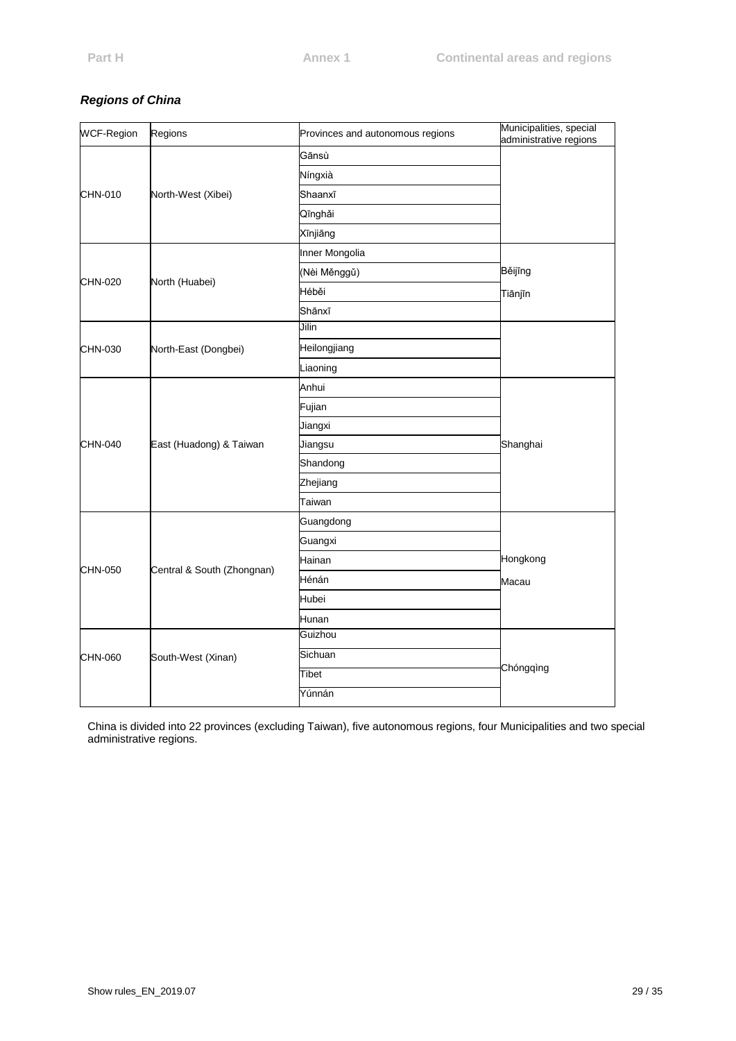### *Regions of China*

| WCF-Region | Regions | Provinces and autonomous regions | Municipalities, special administrative regions |
|---|---|---|---|
| CHN-010 | North-West (Xibei) | Gānsù | |
| | | Níngxià | |
| | | Shaanxī | |
| | | Qīnghǎi | |
| | | Xīnjiāng | |
| CHN-020 | North (Huabei) | Inner Mongolia | Běijīng |
| | | (Nèi Měnggǔ) | Tiānjīn |
| | | Héběi | |
| | | Shānxī | |
| CHN-030 | North-East (Dongbei) | Jilin | |
| | | Heilongjiang | |
| | | Liaoning | |
| CHN-040 | East (Huadong) & Taiwan | Anhui | Shanghai |
| | | Fujian | |
| | | Jiangxi | |
| | | Jiangsu | |
| | | Shandong | |
| | | Zhejiang | |
| | | Taiwan | |
| CHN-050 | Central & South (Zhongnan) | Guangdong | Hongkong |
| | | Guangxi | Macau |
| | | Hainan | |
| | | Hénán | |
| | | Hubei | |
| | | Hunan | |
| CHN-060 | South-West (Xinan) | Guizhou | Chóngqìng |
| | | Sichuan | |
| | | Tibet | |
| | | Yúnnán | |

China is divided into 22 provinces (excluding Taiwan), five autonomous regions, four Municipalities and two special administrative regions.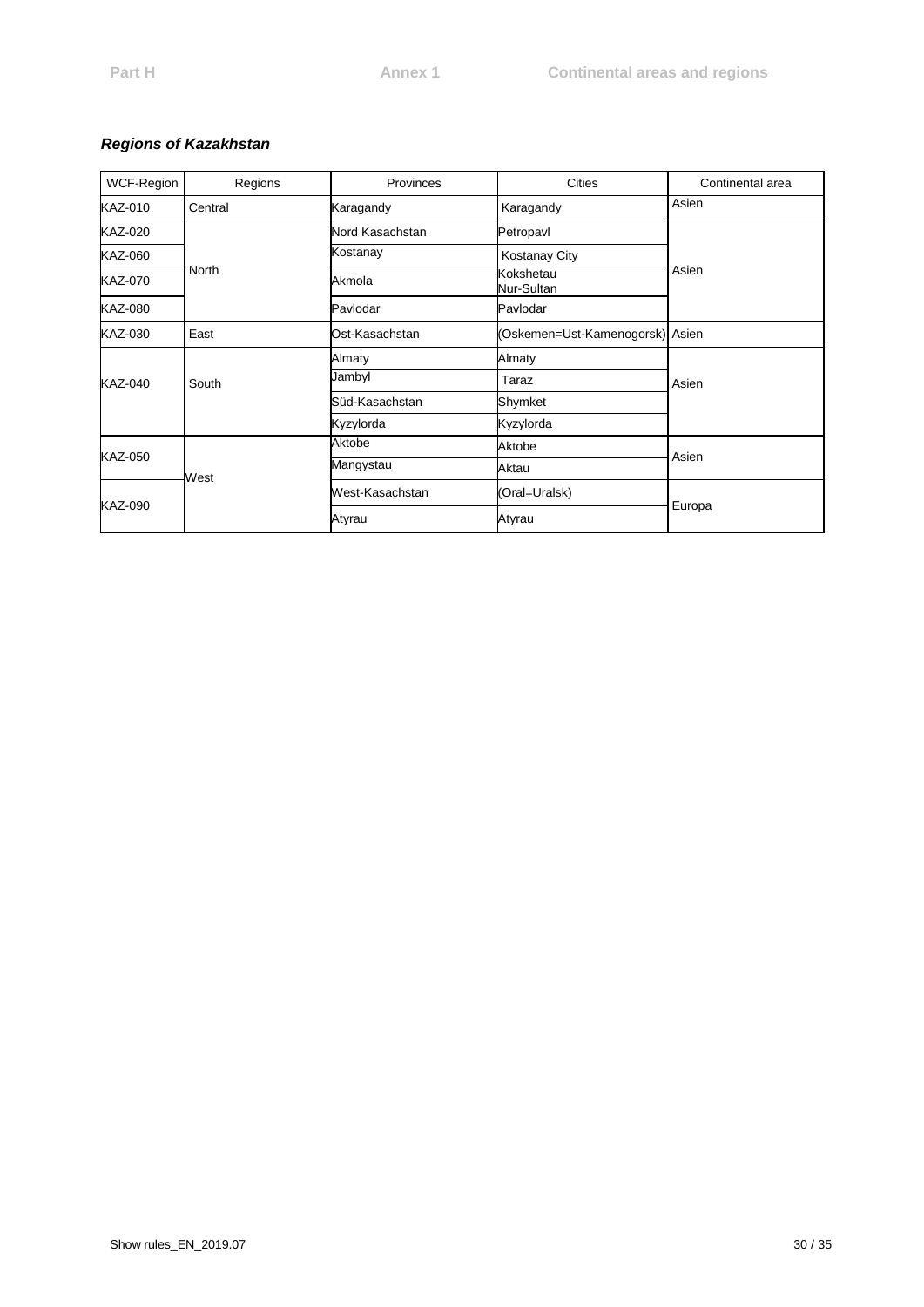***Regions of Kazakhstan***

| WCF-Region | Regions | Provinces | Cities | Continental area |
|---|---|---|---|---|
| KAZ-010 | Central | Karagandy | Karagandy | Asien |
| KAZ-020 | North | Nord Kasachstan | Petropavl | Asien |
| KAZ-060 | | Kostanay | Kostanay City | |
| KAZ-070 | | Akmola | Kokshetau Nur-Sultan | |
| KAZ-080 | | Pavlodar | Pavlodar | |
| KAZ-030 | East | Ost-Kasachstan | (Oskemen=Ust-Kamenogorsk) | Asien |
| KAZ-040 | South | Almaty | Almaty | Asien |
| | | Jambyl | Taraz | |
| | | Süd-Kasachstan | Shymket | |
| | | Kyzylorda | Kyzylorda | |
| KAZ-050 | West | Aktobe | Aktobe | Asien |
| | | Mangystau | Aktau | |
| KAZ-090 | | West-Kasachstan | (Oral=Uralsk) | Europa |
| | | Atyrau | Atyrau | |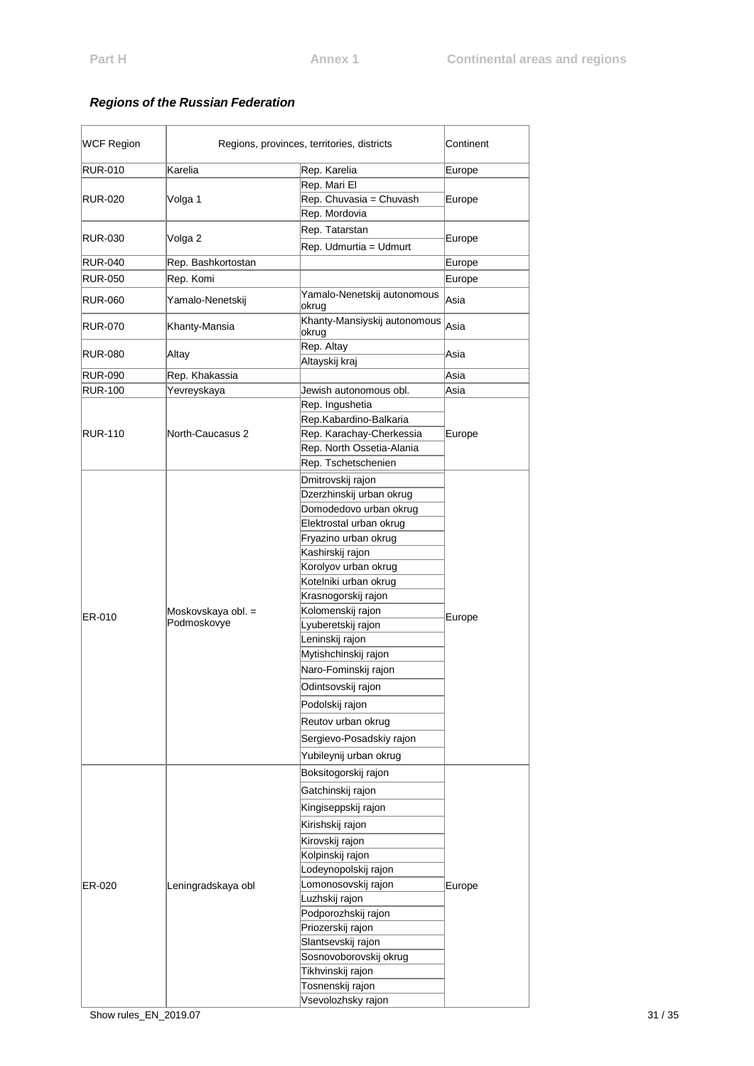### *Regions of the Russian Federation*

| WCF Region | Regions, provinces, territories, districts | | Continent |
|---|---|---|---|
| RUR-010 | Karelia | Rep. Karelia | Europe |
| RUR-020 | Volga 1 | Rep. Mari El | Europe |
| | | Rep. Chuvasia = Chuvash | |
| | | Rep. Mordovia | |
| RUR-030 | Volga 2 | Rep. Tatarstan | Europe |
| | | Rep. Udmurtia = Udmurt | |
| RUR-040 | Rep. Bashkortostan | | Europe |
| RUR-050 | Rep. Komi | | Europe |
| RUR-060 | Yamalo-Nenetskij | Yamalo-Nenetskij autonomous okrug | Asia |
| RUR-070 | Khanty-Mansia | Khanty-Mansiyskij autonomous okrug | Asia |
| RUR-080 | Altay | Rep. Altay | Asia |
| | | Altayskij kraj | |
| RUR-090 | Rep. Khakassia | | Asia |
| RUR-100 | Yevreyskaya | Jewish autonomous obl. | Asia |
| RUR-110 | North-Caucasus 2 | Rep. Ingushetia | Europe |
| | | Rep.Kabardino-Balkaria | |
| | | Rep. Karachay-Cherkessia | |
| | | Rep. North Ossetia-Alania | |
| | | Rep. Tschetschenien | |
| ER-010 | Moskovskaya obl. = Podmoskovye | Dmitrovskij rajon | Europe |
| | | Dzerzhinskij urban okrug | |
| | | Domodedovo urban okrug | |
| | | Elektrostal urban okrug | |
| | | Fryazino urban okrug | |
| | | Kashirskij rajon | |
| | | Korolyov urban okrug | |
| | | Kotelniki urban okrug | |
| | | Krasnogorskij rajon | |
| | | Kolomenskij rajon | |
| | | Lyuberetskij rajon | |
| | | Leninskij rajon | |
| | | Mytishchinskij rajon | |
| | | Naro-Fominskij rajon | |
| | | Odintsovskij rajon | |
| | | Podolskij rajon | |
| | | Reutov urban okrug | |
| | | Sergievo-Posadskiy rajon | |
| | | Yubileynij urban okrug | |
| ER-020 | Leningradskaya obl | Boksitogorskij rajon | Europe |
| | | Gatchinskij rajon | |
| | | Kingiseppskij rajon | |
| | | Kirishskij rajon | |
| | | Kirovskij rajon | |
| | | Kolpinskij rajon | |
| | | Lodeynopolskij rajon | |
| | | Lomonosovskij rajon | |
| | | Luzhskij rajon | |
| | | Podporozhskij rajon | |
| | | Priozerskij rajon | |
| | | Slantsevskij rajon | |
| | | Sosnovoborovskij okrug | |
| | | Tikhvinskij rajon | |
| | | Tosnenskij rajon | |
| | | Vsevolozhsky rajon | |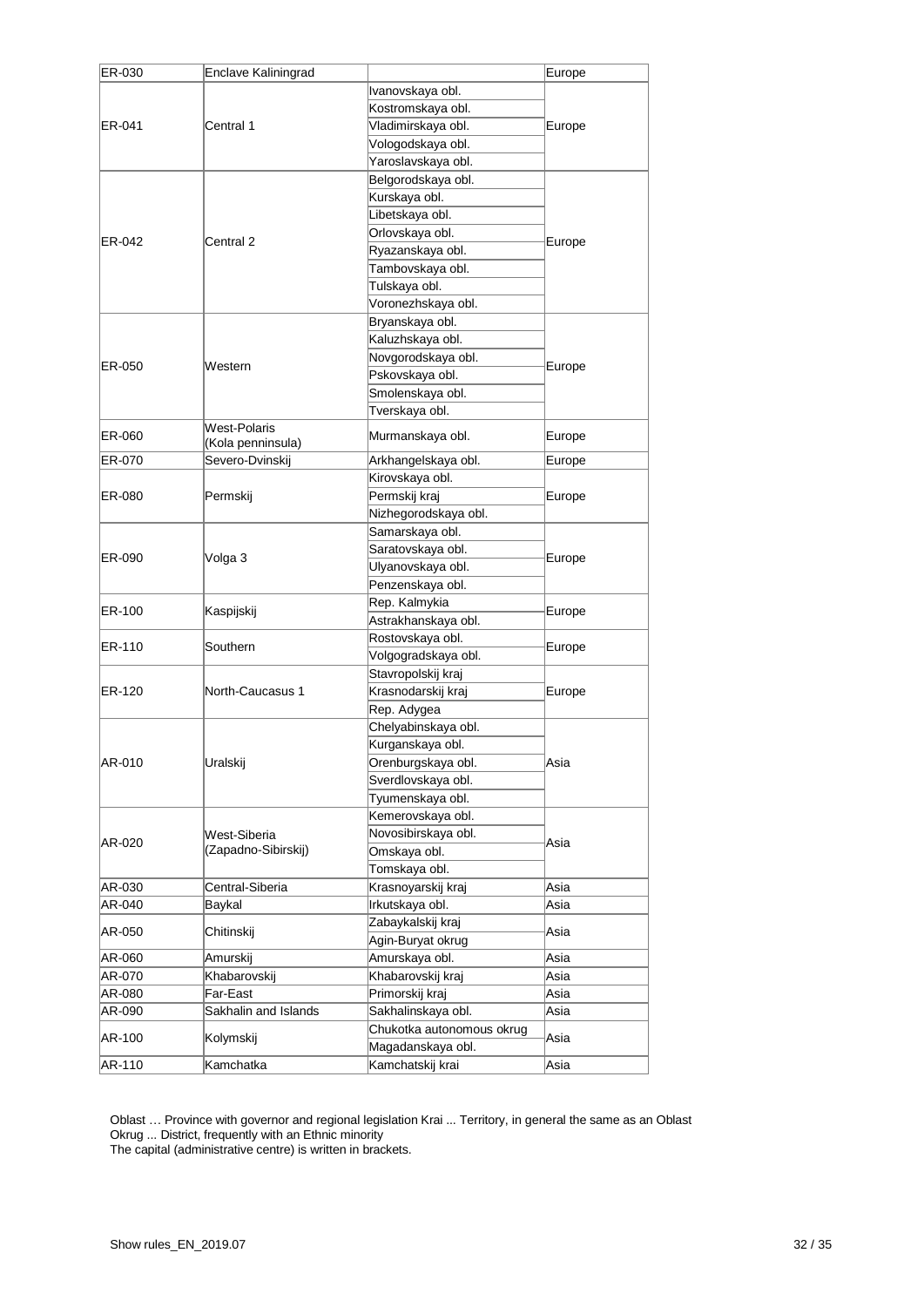| ER-030 | Enclave Kaliningrad | | Europe |
|---|---|---|---|
| ER-041 | Central 1 | Ivanovskaya obl. | Europe |
| | | Kostromskaya obl. | |
| | | Vladimirskaya obl. | |
| | | Vologodskaya obl. | |
| | | Yaroslavskaya obl. | |
| ER-042 | Central 2 | Belgorodskaya obl. | Europe |
| | | Kurskaya obl. | |
| | | Libetskaya obl. | |
| | | Orlovskaya obl. | |
| | | Ryazanskaya obl. | |
| | | Tambovskaya obl. | |
| | | Tulskaya obl. | |
| | | Voronezhskaya obl. | |
| ER-050 | Western | Bryanskaya obl. | Europe |
| | | Kaluzhskaya obl. | |
| | | Novgorodskaya obl. | |
| | | Pskovskaya obl. | |
| | | Smolenskaya obl. | |
| | | Tverskaya obl. | |
| ER-060 | West-Polaris (Kola penninsula) | Murmanskaya obl. | Europe |
| ER-070 | Severo-Dvinskij | Arkhangelskaya obl. | Europe |
| ER-080 | Permskij | Kirovskaya obl. | Europe |
| | | Permskij kraj | |
| | | Nizhegorodskaya obl. | |
| ER-090 | Volga 3 | Samarskaya obl. | Europe |
| | | Saratovskaya obl. | |
| | | Ulyanovskaya obl. | |
| | | Penzenskaya obl. | |
| ER-100 | Kaspijskij | Rep. Kalmykia | Europe |
| | | Astrakhanskaya obl. | |
| ER-110 | Southern | Rostovskaya obl. | Europe |
| | | Volgogradskaya obl. | |
| ER-120 | North-Caucasus 1 | Stavropolskij kraj | Europe |
| | | Krasnodarskij kraj | |
| | | Rep. Adygea | |
| AR-010 | Uralskij | Chelyabinskaya obl. | Asia |
| | | Kurganskaya obl. | |
| | | Orenburgskaya obl. | |
| | | Sverdlovskaya obl. | |
| | | Tyumenskaya obl. | |
| AR-020 | West-Siberia (Zapadno-Sibirskij) | Kemerovskaya obl. | Asia |
| | | Novosibirskaya obl. | |
| | | Omskaya obl. | |
| | | Tomskaya obl. | |
| AR-030 | Central-Siberia | Krasnoyarskij kraj | Asia |
| AR-040 | Baykal | Irkutskaya obl. | Asia |
| AR-050 | Chitinskij | Zabaykalskij kraj | Asia |
| | | Agin-Buryat okrug | |
| AR-060 | Amurskij | Amurskaya obl. | Asia |
| AR-070 | Khabarovskij | Khabarovskij kraj | Asia |
| AR-080 | Far-East | Primorskij kraj | Asia |
| AR-090 | Sakhalin and Islands | Sakhalinskaya obl. | Asia |
| AR-100 | Kolymskij | Chukotka autonomous okrug | Asia |
| | | Magadanskaya obl. | |
| AR-110 | Kamchatka | Kamchatskij krai | Asia |

Oblast … Province with governor and regional legislation Krai ... Territory, in general the same as an Oblast
Okrug ... District, frequently with an Ethnic minority
The capital (administrative centre) is written in brackets.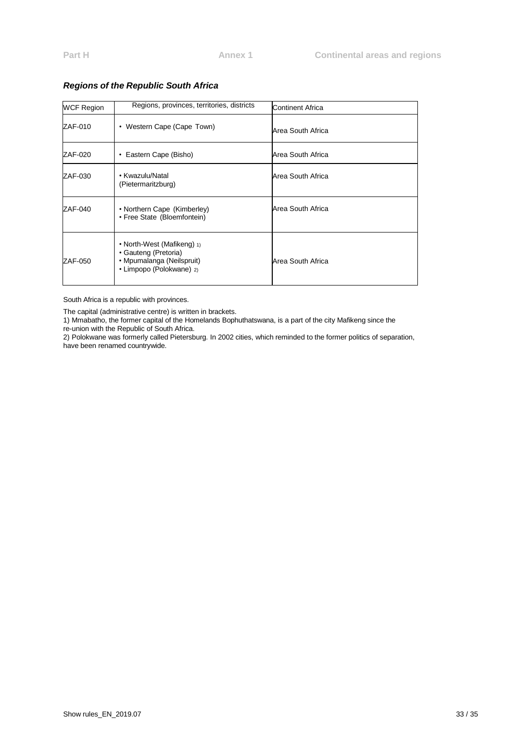### *Regions of the Republic South Africa*

| WCF Region | Regions, provinces, territories, districts | Continent Africa |
|---|---|---|
| ZAF-010 | • Western Cape (Cape Town) | Area South Africa |
| ZAF-020 | • Eastern Cape (Bisho) | Area South Africa |
| ZAF-030 | • Kwazulu/Natal (Pietermaritzburg) | Area South Africa |
| ZAF-040 | • Northern Cape (Kimberley)<br>• Free State (Bloemfontein) | Area South Africa |
| ZAF-050 | • North-West (Mafikeng) 1)<br>• Gauteng (Pretoria)<br>• Mpumalanga (Neilspruit)<br>• Limpopo (Polokwane) 2) | Area South Africa |

South Africa is a republic with provinces.

The capital (administrative centre) is written in brackets.

1) Mmabatho, the former capital of the Homelands Bophuthatswana, is a part of the city Mafikeng since the re-union with the Republic of South Africa.

2) Polokwane was formerly called Pietersburg. In 2002 cities, which reminded to the former politics of separation, have been renamed countrywide.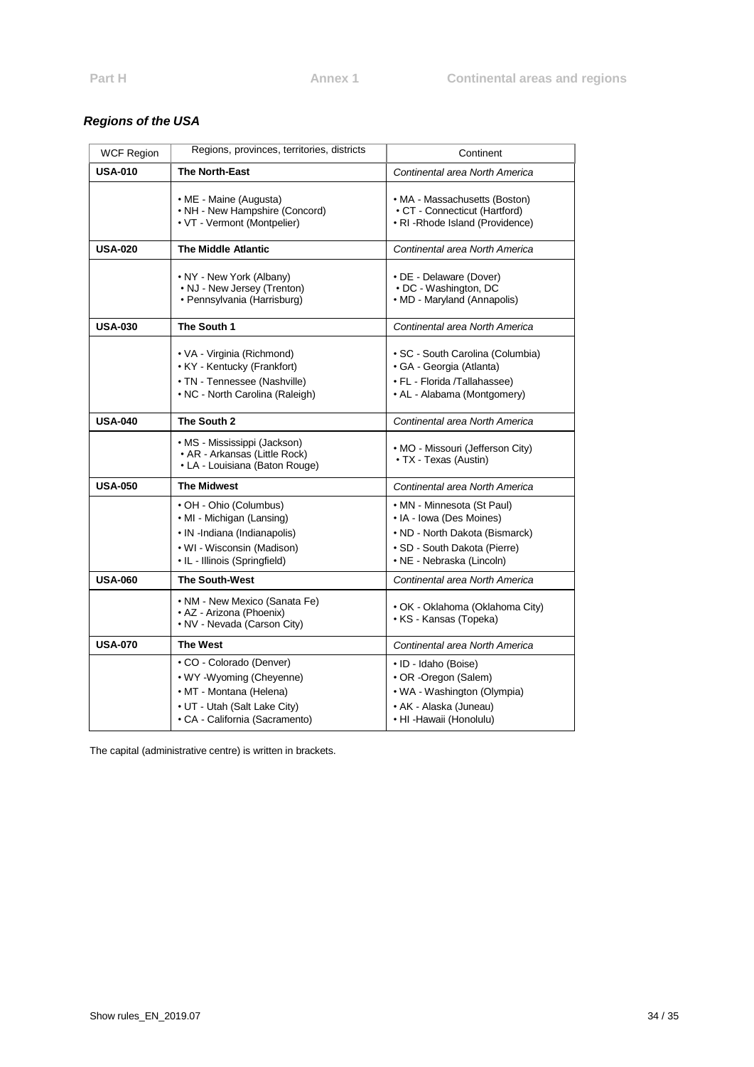## *Regions of the USA*

| WCF Region | Regions, provinces, territories, districts | Continent |
|---|---|---|
| **USA-010** | **The North-East** | *Continental area North America* |
| | • ME - Maine (Augusta)<br>• NH - New Hampshire (Concord)<br>• VT - Vermont (Montpelier) | • MA - Massachusetts (Boston)<br>• CT - Connecticut (Hartford)<br>• RI -Rhode Island (Providence) |
| **USA-020** | **The Middle Atlantic** | *Continental area North America* |
| | • NY - New York (Albany)<br>• NJ - New Jersey (Trenton)<br>• Pennsylvania (Harrisburg) | • DE - Delaware (Dover)<br>• DC - Washington, DC<br>• MD - Maryland (Annapolis) |
| **USA-030** | **The South 1** | *Continental area North America* |
| | • VA - Virginia (Richmond)<br>• KY - Kentucky (Frankfort)<br>• TN - Tennessee (Nashville)<br>• NC - North Carolina (Raleigh) | • SC - South Carolina (Columbia)<br>• GA - Georgia (Atlanta)<br>• FL - Florida /Tallahassee)<br>• AL - Alabama (Montgomery) |
| **USA-040** | **The South 2** | *Continental area North America* |
| | • MS - Mississippi (Jackson)<br>• AR - Arkansas (Little Rock)<br>• LA - Louisiana (Baton Rouge) | • MO - Missouri (Jefferson City)<br>• TX - Texas (Austin) |
| **USA-050** | **The Midwest** | *Continental area North America* |
| | • OH - Ohio (Columbus)<br>• MI - Michigan (Lansing)<br>• IN -Indiana (Indianapolis)<br>• WI - Wisconsin (Madison)<br>• IL - Illinois (Springfield) | • MN - Minnesota (St Paul)<br>• IA - Iowa (Des Moines)<br>• ND - North Dakota (Bismarck)<br>• SD - South Dakota (Pierre)<br>• NE - Nebraska (Lincoln) |
| **USA-060** | **The South-West** | *Continental area North America* |
| | • NM - New Mexico (Sanata Fe)<br>• AZ - Arizona (Phoenix)<br>• NV - Nevada (Carson City) | • OK - Oklahoma (Oklahoma City)<br>• KS - Kansas (Topeka) |
| **USA-070** | **The West** | *Continental area North America* |
| | • CO - Colorado (Denver)<br>• WY -Wyoming (Cheyenne)<br>• MT - Montana (Helena)<br>• UT - Utah (Salt Lake City)<br>• CA - California (Sacramento) | • ID - Idaho (Boise)<br>• OR -Oregon (Salem)<br>• WA - Washington (Olympia)<br>• AK - Alaska (Juneau)<br>• HI -Hawaii (Honolulu) |

The capital (administrative centre) is written in brackets.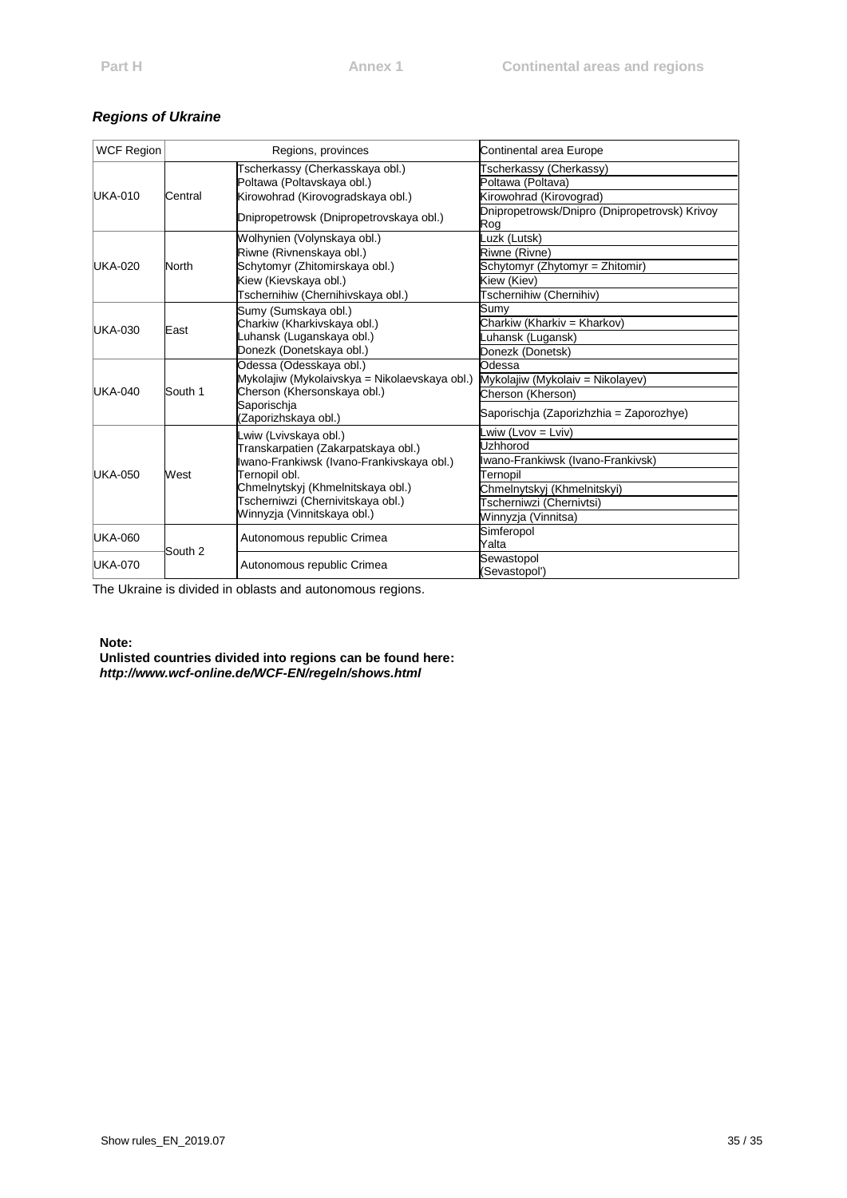### *Regions of Ukraine*

| WCF Region | Regions, provinces | | Continental area Europe |
|---|---|---|---|
| UKA-010 | Central | Tscherkassy (Cherkasskaya obl.)<br>Poltawa (Poltavskaya obl.)<br>Kirowohrad (Kirovogradskaya obl.)<br>Dnipropetrowsk (Dnipropetrovskaya obl.) | Tscherkassy (Cherkassy)<br>Poltawa (Poltava)<br>Kirowohrad (Kirovograd)<br>Dnipropetrowsk/Dnipro (Dnipropetrovsk) Krivoy Rog |
| UKA-020 | North | Wolhynien (Volynskaya obl.)<br>Riwne (Rivnenskaya obl.)<br>Schytomyr (Zhitomirskaya obl.)<br>Kiew (Kievskaya obl.)<br>Tschernihiw (Chernihivskaya obl.) | Luzk (Lutsk)<br>Riwne (Rivne)<br>Schytomyr (Zhytomyr = Zhitomir)<br>Kiew (Kiev)<br>Tschernihiw (Chernihiv) |
| UKA-030 | East | Sumy (Sumskaya obl.)<br>Charkiw (Kharkivskaya obl.)<br>Luhansk (Luganskaya obl.)<br>Donezk (Donetskaya obl.) | Sumy<br>Charkiw (Kharkiv = Kharkov)<br>Luhansk (Lugansk)<br>Donezk (Donetsk) |
| UKA-040 | South 1 | Odessa (Odesskaya obl.)<br>Mykolajiw (Mykolaivskya = Nikolaevskaya obl.)<br>Cherson (Khersonskaya obl.)<br>Saporischja (Zaporizhskaya obl.) | Odessa<br>Mykolajiw (Mykolaiv = Nikolayev)<br>Cherson (Kherson)<br>Saporischja (Zaporizhzhia = Zaporozhye) |
| UKA-050 | West | Lwiw (Lvivskaya obl.)<br>Transkarpatien (Zakarpatskaya obl.)<br>Iwano-Frankiwsk (Ivano-Frankivskaya obl.)<br>Ternopil obl.<br>Chmelnytskyj (Khmelnitskaya obl.)<br>Tscherniwzi (Chernivitskaya obl.)<br>Winnyzja (Vinnitskaya obl.) | Lwiw (Lvov = Lviv)<br>Uzhhorod<br>Iwano-Frankiwsk (Ivano-Frankivsk)<br>Ternopil<br>Chmelnytskyj (Khmelnitskyi)<br>Tscherniwzi (Chernivtsi)<br>Winnyzja (Vinnitsa) |
| UKA-060 | South 2 | Autonomous republic Crimea | Simferopol<br>Yalta |
| UKA-070 | | Autonomous republic Crimea | Sewastopol<br>(Sevastopol') |

The Ukraine is divided in oblasts and autonomous regions.

**Note:**
**Unlisted countries divided into regions can be found here:**
***http://www.wcf-online.de/WCF-EN/regeln/shows.html***